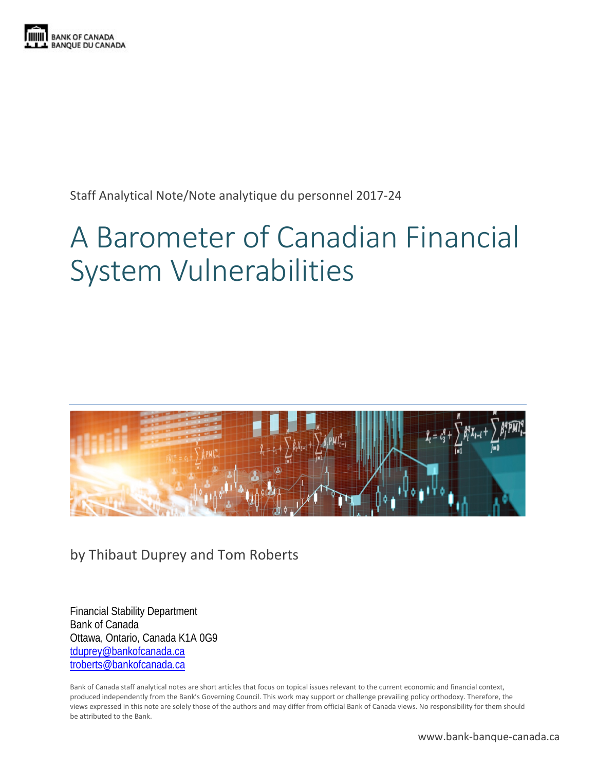BANK OF CANADA
BANQUE DU CANADA

Staff Analytical Note/Note analytique du personnel 2017-24

# A Barometer of Canadian Financial System Vulnerabilities

by Thibaut Duprey and Tom Roberts

Financial Stability Department
Bank of Canada
Ottawa, Ontario, Canada K1A 0G9
tduprey@bankofcanada.ca
troberts@bankofcanada.ca

Bank of Canada staff analytical notes are short articles that focus on topical issues relevant to the current economic and financial context, produced independently from the Bank's Governing Council. This work may support or challenge prevailing policy orthodoxy. Therefore, the views expressed in this note are solely those of the authors and may differ from official Bank of Canada views. No responsibility for them should be attributed to the Bank.

www.bank-banque-canada.ca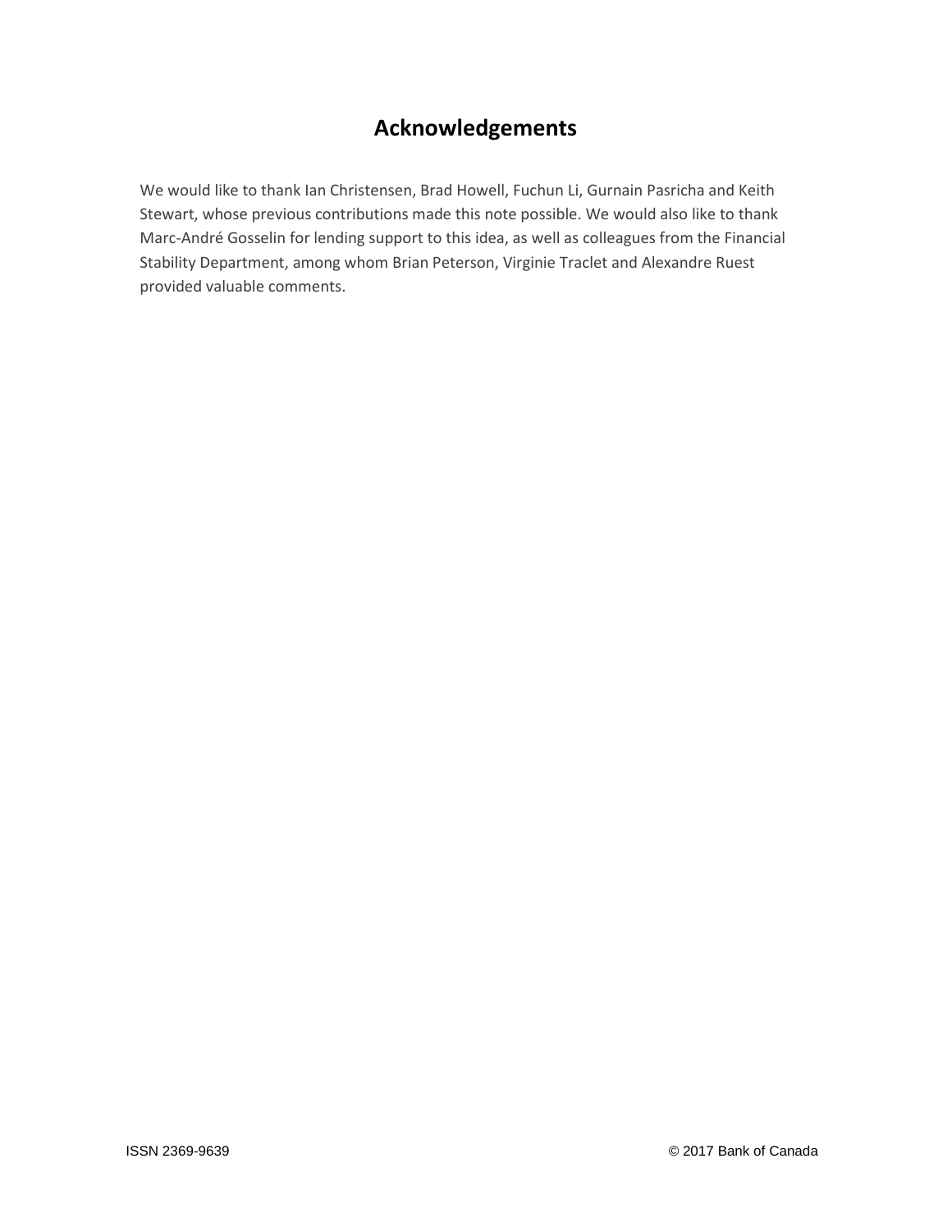# Acknowledgements

We would like to thank Ian Christensen, Brad Howell, Fuchun Li, Gurnain Pasricha and Keith Stewart, whose previous contributions made this note possible. We would also like to thank Marc-André Gosselin for lending support to this idea, as well as colleagues from the Financial Stability Department, among whom Brian Peterson, Virginie Traclet and Alexandre Ruest provided valuable comments.

ISSN 2369-9639 © 2017 Bank of Canada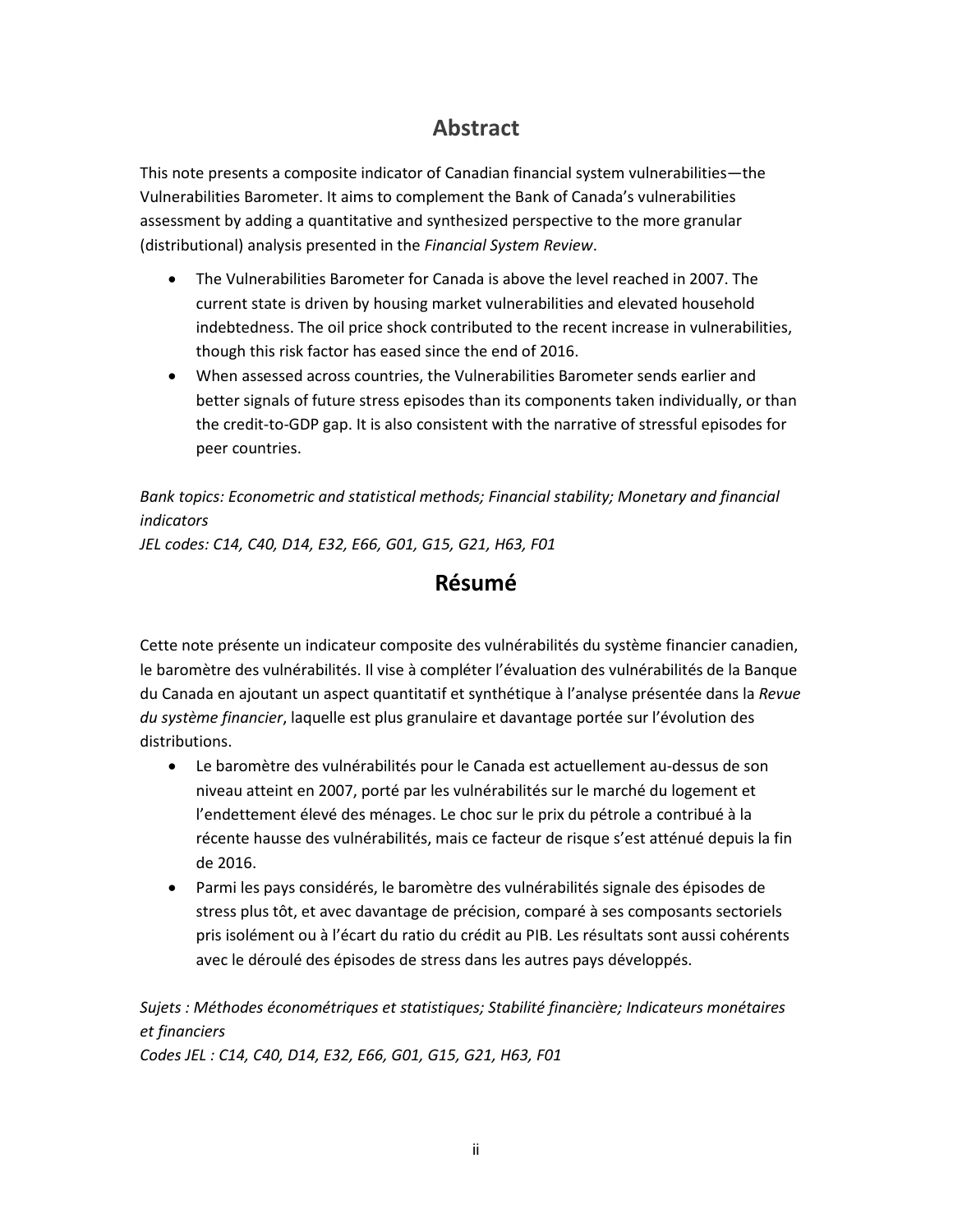## Abstract

This note presents a composite indicator of Canadian financial system vulnerabilities—the Vulnerabilities Barometer. It aims to complement the Bank of Canada's vulnerabilities assessment by adding a quantitative and synthesized perspective to the more granular (distributional) analysis presented in the *Financial System Review*.

- The Vulnerabilities Barometer for Canada is above the level reached in 2007. The current state is driven by housing market vulnerabilities and elevated household indebtedness. The oil price shock contributed to the recent increase in vulnerabilities, though this risk factor has eased since the end of 2016.
- When assessed across countries, the Vulnerabilities Barometer sends earlier and better signals of future stress episodes than its components taken individually, or than the credit-to-GDP gap. It is also consistent with the narrative of stressful episodes for peer countries.

*Bank topics: Econometric and statistical methods; Financial stability; Monetary and financial indicators*
*JEL codes: C14, C40, D14, E32, E66, G01, G15, G21, H63, F01*

## Résumé

Cette note présente un indicateur composite des vulnérabilités du système financier canadien, le baromètre des vulnérabilités. Il vise à compléter l'évaluation des vulnérabilités de la Banque du Canada en ajoutant un aspect quantitatif et synthétique à l'analyse présentée dans la *Revue du système financier*, laquelle est plus granulaire et davantage portée sur l'évolution des distributions.

- Le baromètre des vulnérabilités pour le Canada est actuellement au-dessus de son niveau atteint en 2007, porté par les vulnérabilités sur le marché du logement et l'endettement élevé des ménages. Le choc sur le prix du pétrole a contribué à la récente hausse des vulnérabilités, mais ce facteur de risque s'est atténué depuis la fin de 2016.
- Parmi les pays considérés, le baromètre des vulnérabilités signale des épisodes de stress plus tôt, et avec davantage de précision, comparé à ses composants sectoriels pris isolément ou à l'écart du ratio du crédit au PIB. Les résultats sont aussi cohérents avec le déroulé des épisodes de stress dans les autres pays développés.

*Sujets : Méthodes économétriques et statistiques; Stabilité financière; Indicateurs monétaires et financiers*
*Codes JEL : C14, C40, D14, E32, E66, G01, G15, G21, H63, F01*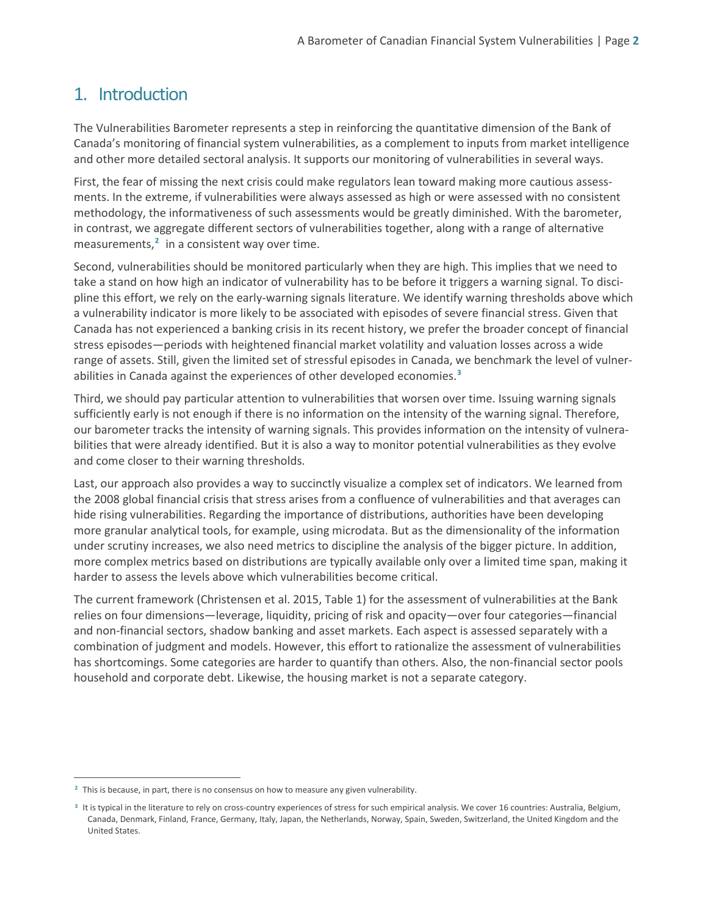## 1. Introduction

The Vulnerabilities Barometer represents a step in reinforcing the quantitative dimension of the Bank of Canada's monitoring of financial system vulnerabilities, as a complement to inputs from market intelligence and other more detailed sectoral analysis. It supports our monitoring of vulnerabilities in several ways.

First, the fear of missing the next crisis could make regulators lean toward making more cautious assessments. In the extreme, if vulnerabilities were always assessed as high or were assessed with no consistent methodology, the informativeness of such assessments would be greatly diminished. With the barometer, in contrast, we aggregate different sectors of vulnerabilities together, along with a range of alternative measurements,[2] in a consistent way over time.

Second, vulnerabilities should be monitored particularly when they are high. This implies that we need to take a stand on how high an indicator of vulnerability has to be before it triggers a warning signal. To discipline this effort, we rely on the early-warning signals literature. We identify warning thresholds above which a vulnerability indicator is more likely to be associated with episodes of severe financial stress. Given that Canada has not experienced a banking crisis in its recent history, we prefer the broader concept of financial stress episodes—periods with heightened financial market volatility and valuation losses across a wide range of assets. Still, given the limited set of stressful episodes in Canada, we benchmark the level of vulnerabilities in Canada against the experiences of other developed economies.[3]

Third, we should pay particular attention to vulnerabilities that worsen over time. Issuing warning signals sufficiently early is not enough if there is no information on the intensity of the warning signal. Therefore, our barometer tracks the intensity of warning signals. This provides information on the intensity of vulnerabilities that were already identified. But it is also a way to monitor potential vulnerabilities as they evolve and come closer to their warning thresholds.

Last, our approach also provides a way to succinctly visualize a complex set of indicators. We learned from the 2008 global financial crisis that stress arises from a confluence of vulnerabilities and that averages can hide rising vulnerabilities. Regarding the importance of distributions, authorities have been developing more granular analytical tools, for example, using microdata. But as the dimensionality of the information under scrutiny increases, we also need metrics to discipline the analysis of the bigger picture. In addition, more complex metrics based on distributions are typically available only over a limited time span, making it harder to assess the levels above which vulnerabilities become critical.

The current framework (Christensen et al. 2015, Table 1) for the assessment of vulnerabilities at the Bank relies on four dimensions—leverage, liquidity, pricing of risk and opacity—over four categories—financial and non-financial sectors, shadow banking and asset markets. Each aspect is assessed separately with a combination of judgment and models. However, this effort to rationalize the assessment of vulnerabilities has shortcomings. Some categories are harder to quantify than others. Also, the non-financial sector pools household and corporate debt. Likewise, the housing market is not a separate category.

---

[2] This is because, in part, there is no consensus on how to measure any given vulnerability.

[3] It is typical in the literature to rely on cross-country experiences of stress for such empirical analysis. We cover 16 countries: Australia, Belgium, Canada, Denmark, Finland, France, Germany, Italy, Japan, the Netherlands, Norway, Spain, Sweden, Switzerland, the United Kingdom and the United States.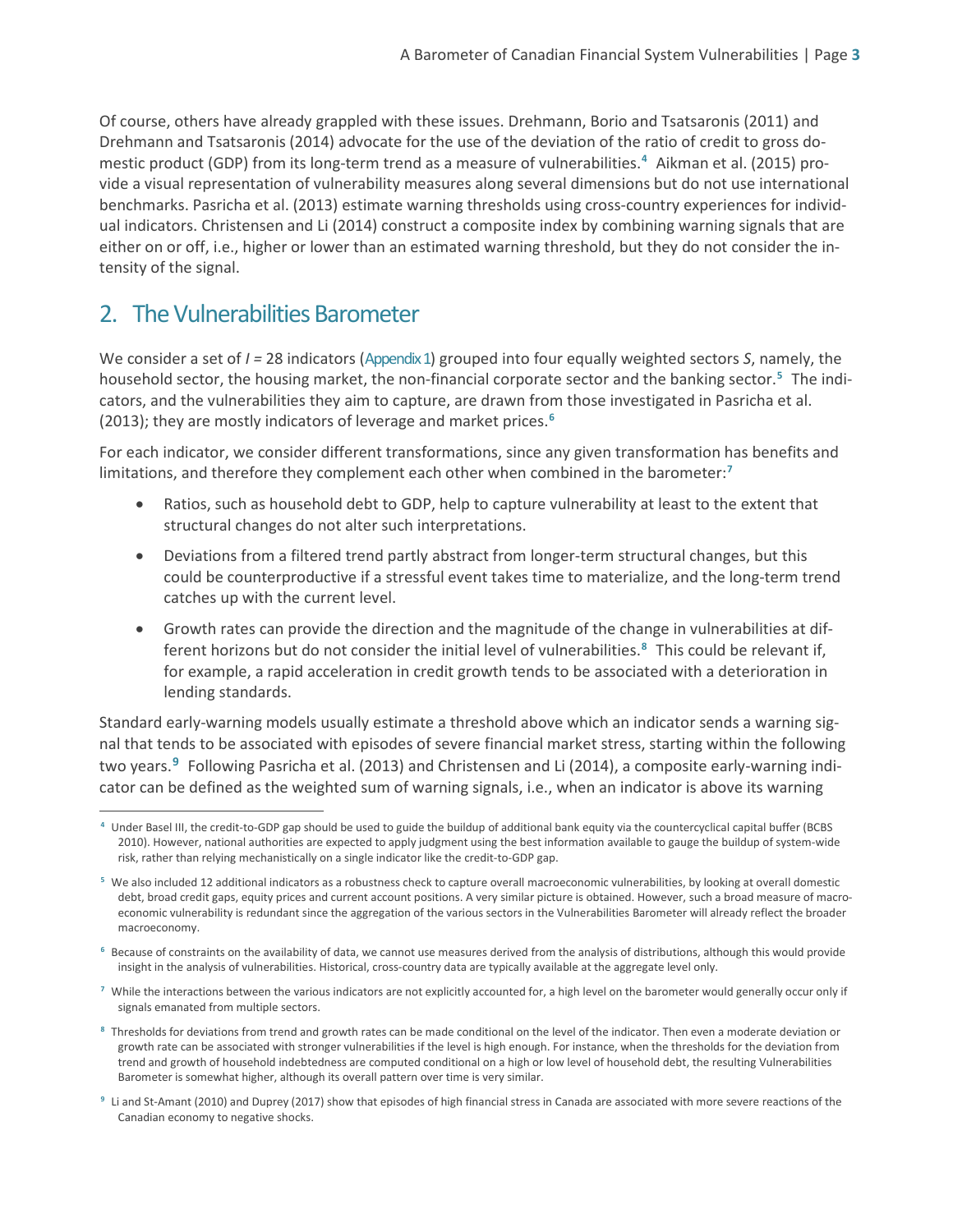Of course, others have already grappled with these issues. Drehmann, Borio and Tsatsaronis (2011) and Drehmann and Tsatsaronis (2014) advocate for the use of the deviation of the ratio of credit to gross domestic product (GDP) from its long-term trend as a measure of vulnerabilities.[4] Aikman et al. (2015) provide a visual representation of vulnerability measures along several dimensions but do not use international benchmarks. Pasricha et al. (2013) estimate warning thresholds using cross-country experiences for individual indicators. Christensen and Li (2014) construct a composite index by combining warning signals that are either on or off, i.e., higher or lower than an estimated warning threshold, but they do not consider the intensity of the signal.

## 2. The Vulnerabilities Barometer

We consider a set of $I = 28$ indicators (Appendix 1) grouped into four equally weighted sectors $S$, namely, the household sector, the housing market, the non-financial corporate sector and the banking sector.[5] The indicators, and the vulnerabilities they aim to capture, are drawn from those investigated in Pasricha et al. (2013); they are mostly indicators of leverage and market prices.[6]

For each indicator, we consider different transformations, since any given transformation has benefits and limitations, and therefore they complement each other when combined in the barometer:[7]

- Ratios, such as household debt to GDP, help to capture vulnerability at least to the extent that structural changes do not alter such interpretations.
- Deviations from a filtered trend partly abstract from longer-term structural changes, but this could be counterproductive if a stressful event takes time to materialize, and the long-term trend catches up with the current level.
- Growth rates can provide the direction and the magnitude of the change in vulnerabilities at different horizons but do not consider the initial level of vulnerabilities.[8] This could be relevant if, for example, a rapid acceleration in credit growth tends to be associated with a deterioration in lending standards.

Standard early-warning models usually estimate a threshold above which an indicator sends a warning signal that tends to be associated with episodes of severe financial market stress, starting within the following two years.[9] Following Pasricha et al. (2013) and Christensen and Li (2014), a composite early-warning indicator can be defined as the weighted sum of warning signals, i.e., when an indicator is above its warning

---

[4] Under Basel III, the credit-to-GDP gap should be used to guide the buildup of additional bank equity via the countercyclical capital buffer (BCBS 2010). However, national authorities are expected to apply judgment using the best information available to gauge the buildup of system-wide risk, rather than relying mechanistically on a single indicator like the credit-to-GDP gap.

[5] We also included 12 additional indicators as a robustness check to capture overall macroeconomic vulnerabilities, by looking at overall domestic debt, broad credit gaps, equity prices and current account positions. A very similar picture is obtained. However, such a broad measure of macroeconomic vulnerability is redundant since the aggregation of the various sectors in the Vulnerabilities Barometer will already reflect the broader macroeconomy.

[6] Because of constraints on the availability of data, we cannot use measures derived from the analysis of distributions, although this would provide insight in the analysis of vulnerabilities. Historical, cross-country data are typically available at the aggregate level only.

[7] While the interactions between the various indicators are not explicitly accounted for, a high level on the barometer would generally occur only if signals emanated from multiple sectors.

[8] Thresholds for deviations from trend and growth rates can be made conditional on the level of the indicator. Then even a moderate deviation or growth rate can be associated with stronger vulnerabilities if the level is high enough. For instance, when the thresholds for the deviation from trend and growth of household indebtedness are computed conditional on a high or low level of household debt, the resulting Vulnerabilities Barometer is somewhat higher, although its overall pattern over time is very similar.

[9] Li and St-Amant (2010) and Duprey (2017) show that episodes of high financial stress in Canada are associated with more severe reactions of the Canadian economy to negative shocks.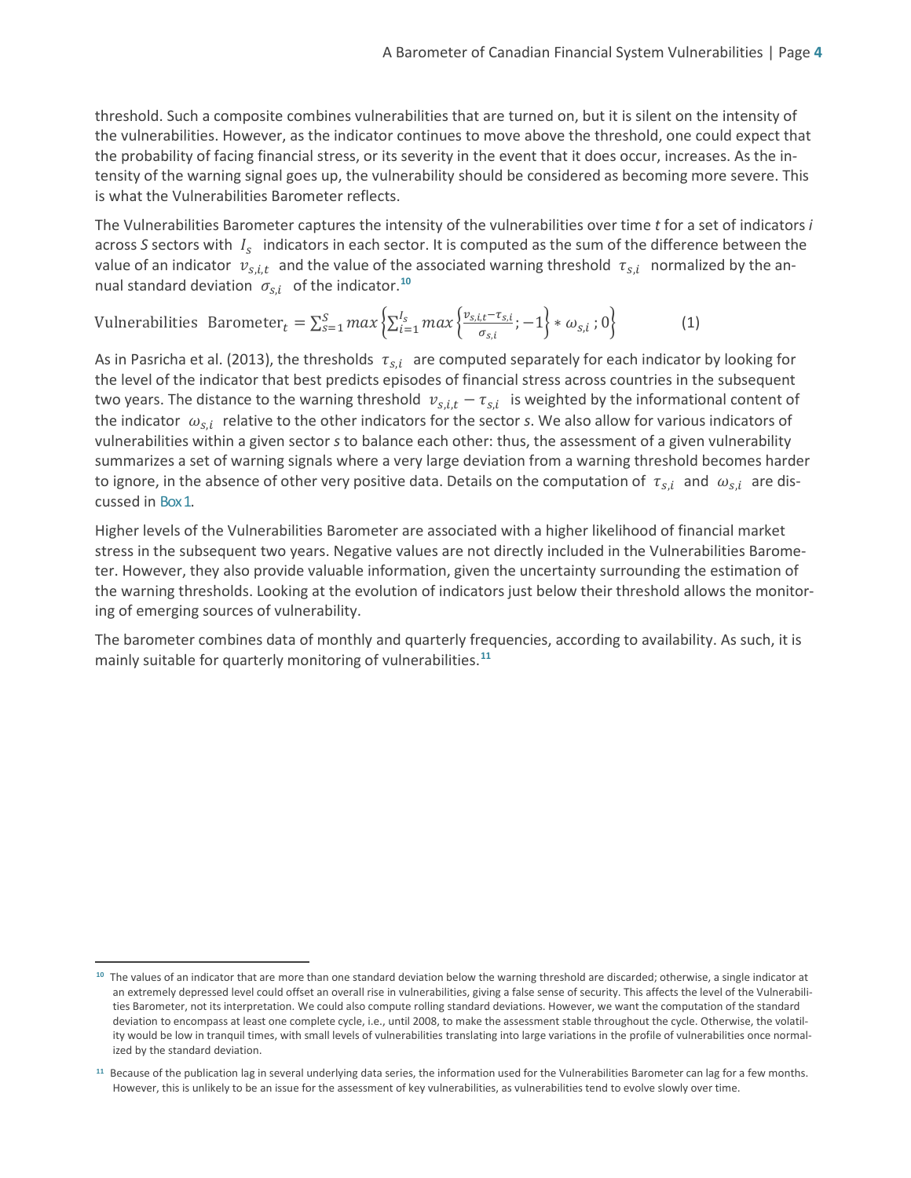threshold. Such a composite combines vulnerabilities that are turned on, but it is silent on the intensity of the vulnerabilities. However, as the indicator continues to move above the threshold, one could expect that the probability of facing financial stress, or its severity in the event that it does occur, increases. As the intensity of the warning signal goes up, the vulnerability should be considered as becoming more severe. This is what the Vulnerabilities Barometer reflects.

The Vulnerabilities Barometer captures the intensity of the vulnerabilities over time *t* for a set of indicators *i* across *S* sectors with $I_s$ indicators in each sector. It is computed as the sum of the difference between the value of an indicator $v_{s,i,t}$ and the value of the associated warning threshold $\tau_{s,i}$ normalized by the annual standard deviation $\sigma_{s,i}$ of the indicator.[10]

$$\text{Vulnerabilities Barometer}_t = \sum_{s=1}^{S} max\left\{\sum_{i=1}^{I_s} max\left\{\frac{v_{s,i,t}-\tau_{s,i}}{\sigma_{s,i}}; -1\right\} * \omega_{s,i}\,; 0\right\} \qquad (1)$$

As in Pasricha et al. (2013), the thresholds $\tau_{s,i}$ are computed separately for each indicator by looking for the level of the indicator that best predicts episodes of financial stress across countries in the subsequent two years. The distance to the warning threshold $v_{s,i,t} - \tau_{s,i}$ is weighted by the informational content of the indicator $\omega_{s,i}$ relative to the other indicators for the sector *s*. We also allow for various indicators of vulnerabilities within a given sector *s* to balance each other: thus, the assessment of a given vulnerability summarizes a set of warning signals where a very large deviation from a warning threshold becomes harder to ignore, in the absence of other very positive data. Details on the computation of $\tau_{s,i}$ and $\omega_{s,i}$ are discussed in Box 1.

Higher levels of the Vulnerabilities Barometer are associated with a higher likelihood of financial market stress in the subsequent two years. Negative values are not directly included in the Vulnerabilities Barometer. However, they also provide valuable information, given the uncertainty surrounding the estimation of the warning thresholds. Looking at the evolution of indicators just below their threshold allows the monitoring of emerging sources of vulnerability.

The barometer combines data of monthly and quarterly frequencies, according to availability. As such, it is mainly suitable for quarterly monitoring of vulnerabilities.[11]

---

[10] The values of an indicator that are more than one standard deviation below the warning threshold are discarded; otherwise, a single indicator at an extremely depressed level could offset an overall rise in vulnerabilities, giving a false sense of security. This affects the level of the Vulnerabilities Barometer, not its interpretation. We could also compute rolling standard deviations. However, we want the computation of the standard deviation to encompass at least one complete cycle, i.e., until 2008, to make the assessment stable throughout the cycle. Otherwise, the volatility would be low in tranquil times, with small levels of vulnerabilities translating into large variations in the profile of vulnerabilities once normalized by the standard deviation.

[11] Because of the publication lag in several underlying data series, the information used for the Vulnerabilities Barometer can lag for a few months. However, this is unlikely to be an issue for the assessment of key vulnerabilities, as vulnerabilities tend to evolve slowly over time.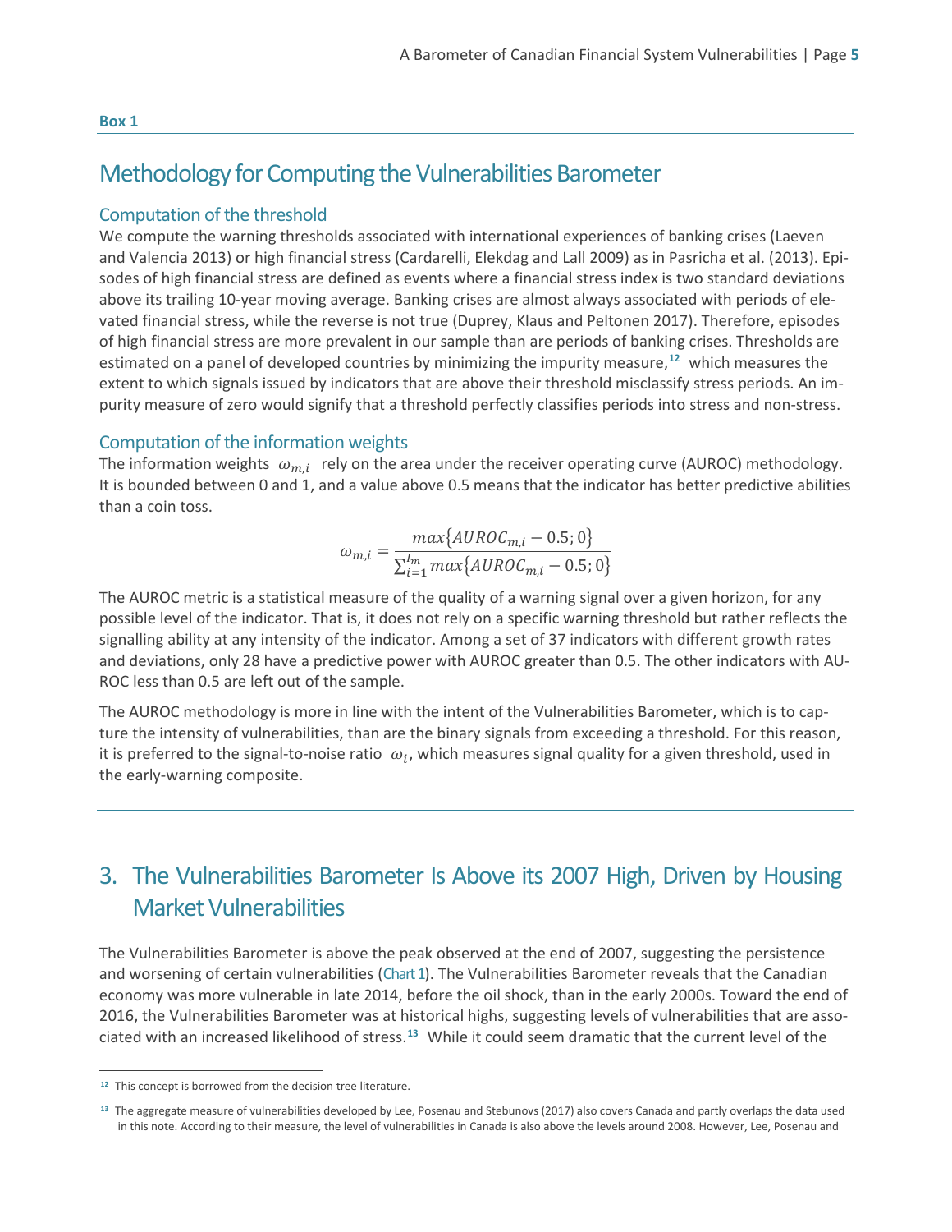**Box 1**

## Methodology for Computing the Vulnerabilities Barometer

### Computation of the threshold

We compute the warning thresholds associated with international experiences of banking crises (Laeven and Valencia 2013) or high financial stress (Cardarelli, Elekdag and Lall 2009) as in Pasricha et al. (2013). Episodes of high financial stress are defined as events where a financial stress index is two standard deviations above its trailing 10-year moving average. Banking crises are almost always associated with periods of elevated financial stress, while the reverse is not true (Duprey, Klaus and Peltonen 2017). Therefore, episodes of high financial stress are more prevalent in our sample than are periods of banking crises. Thresholds are estimated on a panel of developed countries by minimizing the impurity measure,[12] which measures the extent to which signals issued by indicators that are above their threshold misclassify stress periods. An impurity measure of zero would signify that a threshold perfectly classifies periods into stress and non-stress.

### Computation of the information weights

The information weights $\omega_{m,i}$ rely on the area under the receiver operating curve (AUROC) methodology. It is bounded between 0 and 1, and a value above 0.5 means that the indicator has better predictive abilities than a coin toss.

$$\omega_{m,i} = \frac{max\{AUROC_{m,i} - 0.5; 0\}}{\sum_{i=1}^{I_m} max\{AUROC_{m,i} - 0.5; 0\}}$$

The AUROC metric is a statistical measure of the quality of a warning signal over a given horizon, for any possible level of the indicator. That is, it does not rely on a specific warning threshold but rather reflects the signalling ability at any intensity of the indicator. Among a set of 37 indicators with different growth rates and deviations, only 28 have a predictive power with AUROC greater than 0.5. The other indicators with AUROC less than 0.5 are left out of the sample.

The AUROC methodology is more in line with the intent of the Vulnerabilities Barometer, which is to capture the intensity of vulnerabilities, than are the binary signals from exceeding a threshold. For this reason, it is preferred to the signal-to-noise ratio $\omega_i$, which measures signal quality for a given threshold, used in the early-warning composite.

# 3. The Vulnerabilities Barometer Is Above its 2007 High, Driven by Housing Market Vulnerabilities

The Vulnerabilities Barometer is above the peak observed at the end of 2007, suggesting the persistence and worsening of certain vulnerabilities (Chart 1). The Vulnerabilities Barometer reveals that the Canadian economy was more vulnerable in late 2014, before the oil shock, than in the early 2000s. Toward the end of 2016, the Vulnerabilities Barometer was at historical highs, suggesting levels of vulnerabilities that are associated with an increased likelihood of stress.[13] While it could seem dramatic that the current level of the

[12] This concept is borrowed from the decision tree literature.

[13] The aggregate measure of vulnerabilities developed by Lee, Posenau and Stebunovs (2017) also covers Canada and partly overlaps the data used in this note. According to their measure, the level of vulnerabilities in Canada is also above the levels around 2008. However, Lee, Posenau and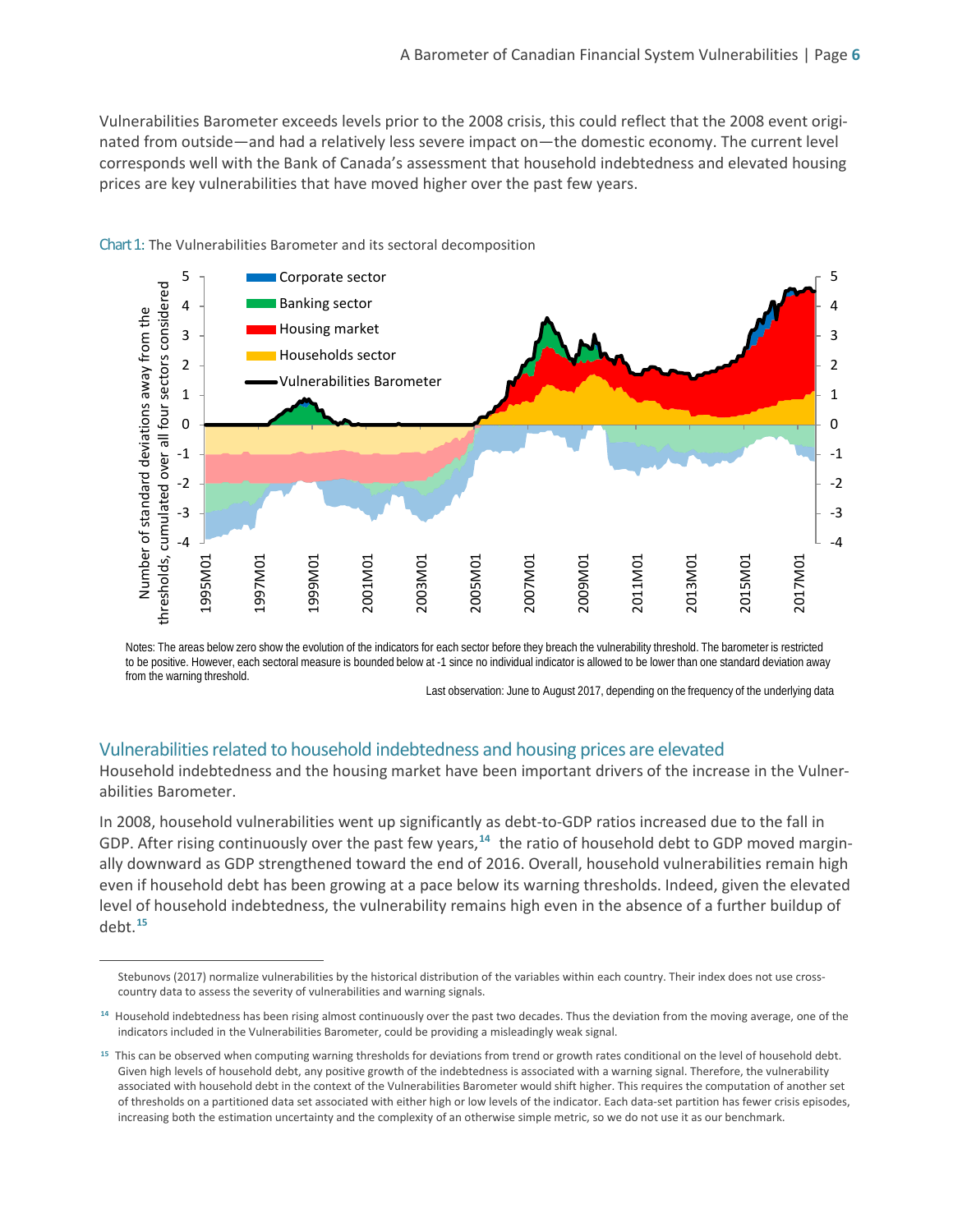Vulnerabilities Barometer exceeds levels prior to the 2008 crisis, this could reflect that the 2008 event originated from outside—and had a relatively less severe impact on—the domestic economy. The current level corresponds well with the Bank of Canada's assessment that household indebtedness and elevated housing prices are key vulnerabilities that have moved higher over the past few years.

Chart 1: The Vulnerabilities Barometer and its sectoral decomposition

Notes: The areas below zero show the evolution of the indicators for each sector before they breach the vulnerability threshold. The barometer is restricted to be positive. However, each sectoral measure is bounded below at -1 since no individual indicator is allowed to be lower than one standard deviation away from the warning threshold.

Last observation: June to August 2017, depending on the frequency of the underlying data

## Vulnerabilities related to household indebtedness and housing prices are elevated

Household indebtedness and the housing market have been important drivers of the increase in the Vulnerabilities Barometer.

In 2008, household vulnerabilities went up significantly as debt-to-GDP ratios increased due to the fall in GDP. After rising continuously over the past few years,[14] the ratio of household debt to GDP moved marginally downward as GDP strengthened toward the end of 2016. Overall, household vulnerabilities remain high even if household debt has been growing at a pace below its warning thresholds. Indeed, given the elevated level of household indebtedness, the vulnerability remains high even in the absence of a further buildup of debt.[15]

---

Stebunovs (2017) normalize vulnerabilities by the historical distribution of the variables within each country. Their index does not use cross-country data to assess the severity of vulnerabilities and warning signals.

[14] Household indebtedness has been rising almost continuously over the past two decades. Thus the deviation from the moving average, one of the indicators included in the Vulnerabilities Barometer, could be providing a misleadingly weak signal.

[15] This can be observed when computing warning thresholds for deviations from trend or growth rates conditional on the level of household debt. Given high levels of household debt, any positive growth of the indebtedness is associated with a warning signal. Therefore, the vulnerability associated with household debt in the context of the Vulnerabilities Barometer would shift higher. This requires the computation of another set of thresholds on a partitioned data set associated with either high or low levels of the indicator. Each data-set partition has fewer crisis episodes, increasing both the estimation uncertainty and the complexity of an otherwise simple metric, so we do not use it as our benchmark.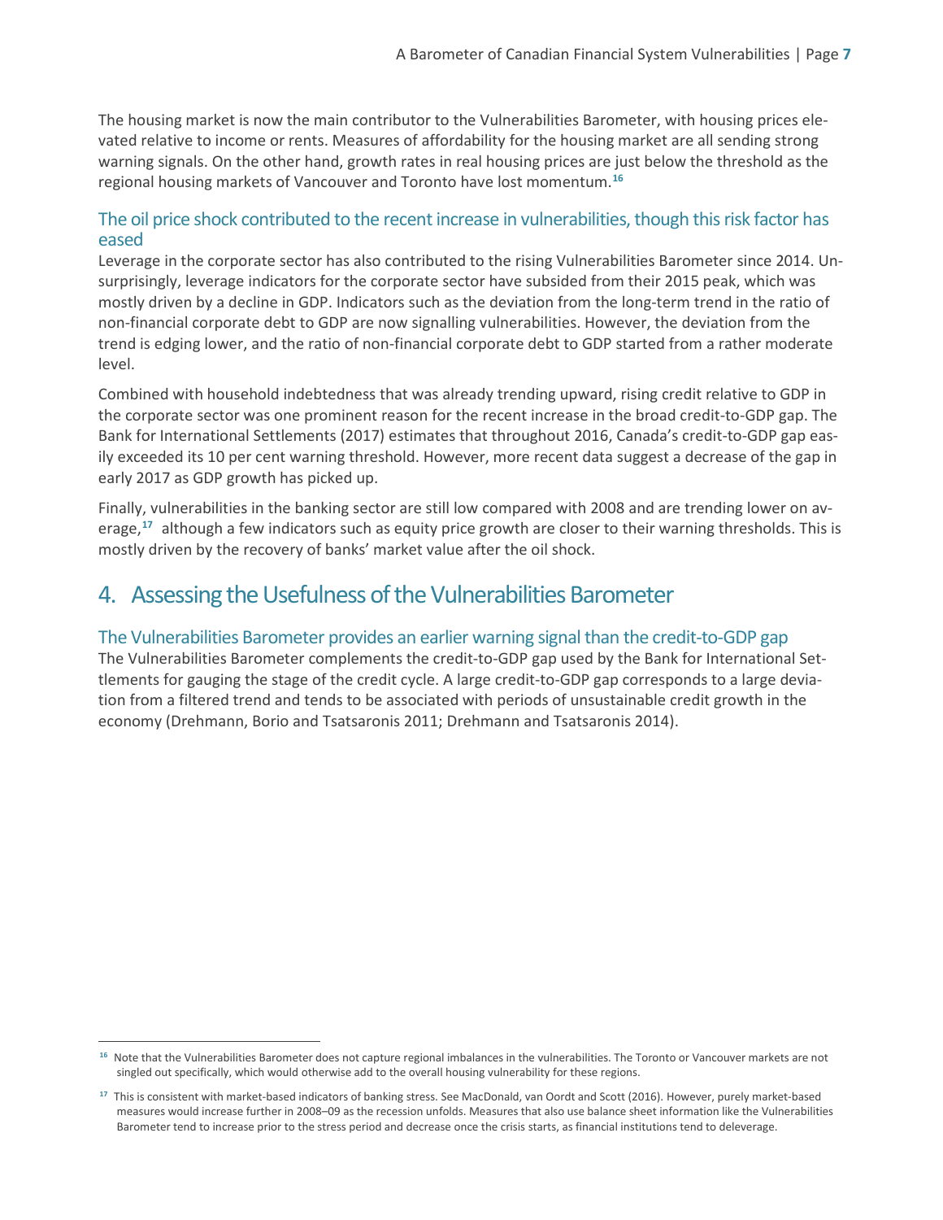The housing market is now the main contributor to the Vulnerabilities Barometer, with housing prices elevated relative to income or rents. Measures of affordability for the housing market are all sending strong warning signals. On the other hand, growth rates in real housing prices are just below the threshold as the regional housing markets of Vancouver and Toronto have lost momentum.[16]

### The oil price shock contributed to the recent increase in vulnerabilities, though this risk factor has eased

Leverage in the corporate sector has also contributed to the rising Vulnerabilities Barometer since 2014. Unsurprisingly, leverage indicators for the corporate sector have subsided from their 2015 peak, which was mostly driven by a decline in GDP. Indicators such as the deviation from the long-term trend in the ratio of non-financial corporate debt to GDP are now signalling vulnerabilities. However, the deviation from the trend is edging lower, and the ratio of non-financial corporate debt to GDP started from a rather moderate level.

Combined with household indebtedness that was already trending upward, rising credit relative to GDP in the corporate sector was one prominent reason for the recent increase in the broad credit-to-GDP gap. The Bank for International Settlements (2017) estimates that throughout 2016, Canada's credit-to-GDP gap easily exceeded its 10 per cent warning threshold. However, more recent data suggest a decrease of the gap in early 2017 as GDP growth has picked up.

Finally, vulnerabilities in the banking sector are still low compared with 2008 and are trending lower on average,[17] although a few indicators such as equity price growth are closer to their warning thresholds. This is mostly driven by the recovery of banks' market value after the oil shock.

## 4. Assessing the Usefulness of the Vulnerabilities Barometer

### The Vulnerabilities Barometer provides an earlier warning signal than the credit-to-GDP gap

The Vulnerabilities Barometer complements the credit-to-GDP gap used by the Bank for International Settlements for gauging the stage of the credit cycle. A large credit-to-GDP gap corresponds to a large deviation from a filtered trend and tends to be associated with periods of unsustainable credit growth in the economy (Drehmann, Borio and Tsatsaronis 2011; Drehmann and Tsatsaronis 2014).

---

[16] Note that the Vulnerabilities Barometer does not capture regional imbalances in the vulnerabilities. The Toronto or Vancouver markets are not singled out specifically, which would otherwise add to the overall housing vulnerability for these regions.

[17] This is consistent with market-based indicators of banking stress. See MacDonald, van Oordt and Scott (2016). However, purely market-based measures would increase further in 2008–09 as the recession unfolds. Measures that also use balance sheet information like the Vulnerabilities Barometer tend to increase prior to the stress period and decrease once the crisis starts, as financial institutions tend to deleverage.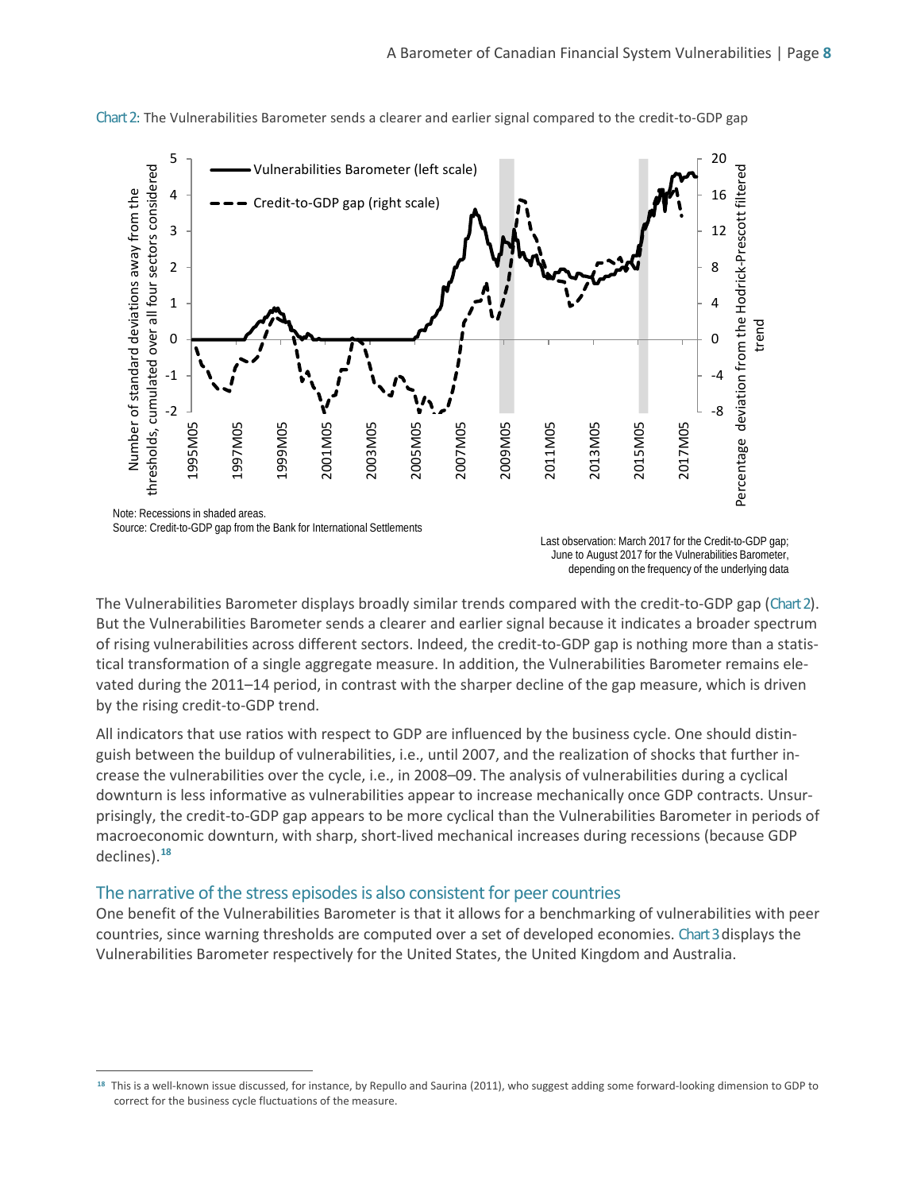Chart 2: The Vulnerabilities Barometer sends a clearer and earlier signal compared to the credit-to-GDP gap

Note: Recessions in shaded areas.
Source: Credit-to-GDP gap from the Bank for International Settlements

Last observation: March 2017 for the Credit-to-GDP gap; June to August 2017 for the Vulnerabilities Barometer, depending on the frequency of the underlying data

The Vulnerabilities Barometer displays broadly similar trends compared with the credit-to-GDP gap (Chart 2). But the Vulnerabilities Barometer sends a clearer and earlier signal because it indicates a broader spectrum of rising vulnerabilities across different sectors. Indeed, the credit-to-GDP gap is nothing more than a statistical transformation of a single aggregate measure. In addition, the Vulnerabilities Barometer remains elevated during the 2011–14 period, in contrast with the sharper decline of the gap measure, which is driven by the rising credit-to-GDP trend.

All indicators that use ratios with respect to GDP are influenced by the business cycle. One should distinguish between the buildup of vulnerabilities, i.e., until 2007, and the realization of shocks that further increase the vulnerabilities over the cycle, i.e., in 2008–09. The analysis of vulnerabilities during a cyclical downturn is less informative as vulnerabilities appear to increase mechanically once GDP contracts. Unsurprisingly, the credit-to-GDP gap appears to be more cyclical than the Vulnerabilities Barometer in periods of macroeconomic downturn, with sharp, short-lived mechanical increases during recessions (because GDP declines).[18]

## The narrative of the stress episodes is also consistent for peer countries

One benefit of the Vulnerabilities Barometer is that it allows for a benchmarking of vulnerabilities with peer countries, since warning thresholds are computed over a set of developed economies. Chart 3 displays the Vulnerabilities Barometer respectively for the United States, the United Kingdom and Australia.

---

[18] This is a well-known issue discussed, for instance, by Repullo and Saurina (2011), who suggest adding some forward-looking dimension to GDP to correct for the business cycle fluctuations of the measure.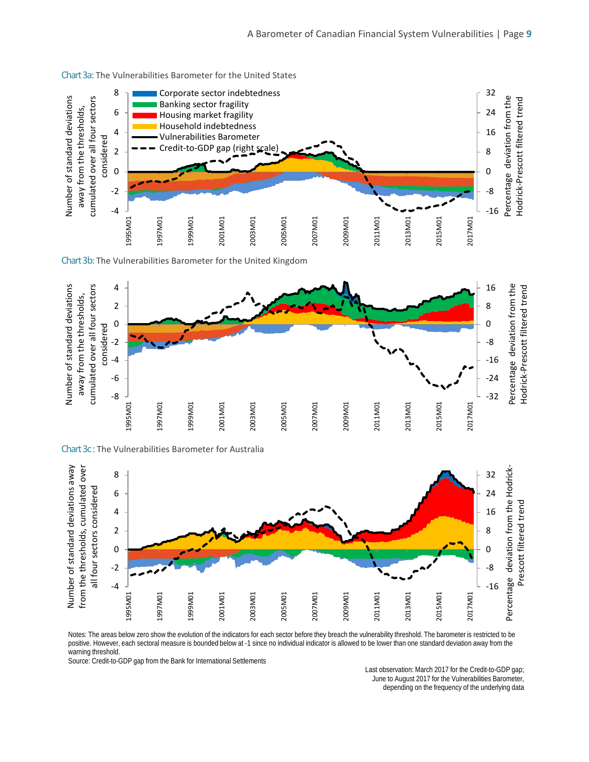Chart 3a: The Vulnerabilities Barometer for the United States

Chart 3b: The Vulnerabilities Barometer for the United Kingdom

Chart 3c: The Vulnerabilities Barometer for Australia

Notes: The areas below zero show the evolution of the indicators for each sector before they breach the vulnerability threshold. The barometer is restricted to be positive. However, each sectoral measure is bounded below at -1 since no individual indicator is allowed to be lower than one standard deviation away from the warning threshold.
Source: Credit-to-GDP gap from the Bank for International Settlements

Last observation: March 2017 for the Credit-to-GDP gap; June to August 2017 for the Vulnerabilities Barometer, depending on the frequency of the underlying data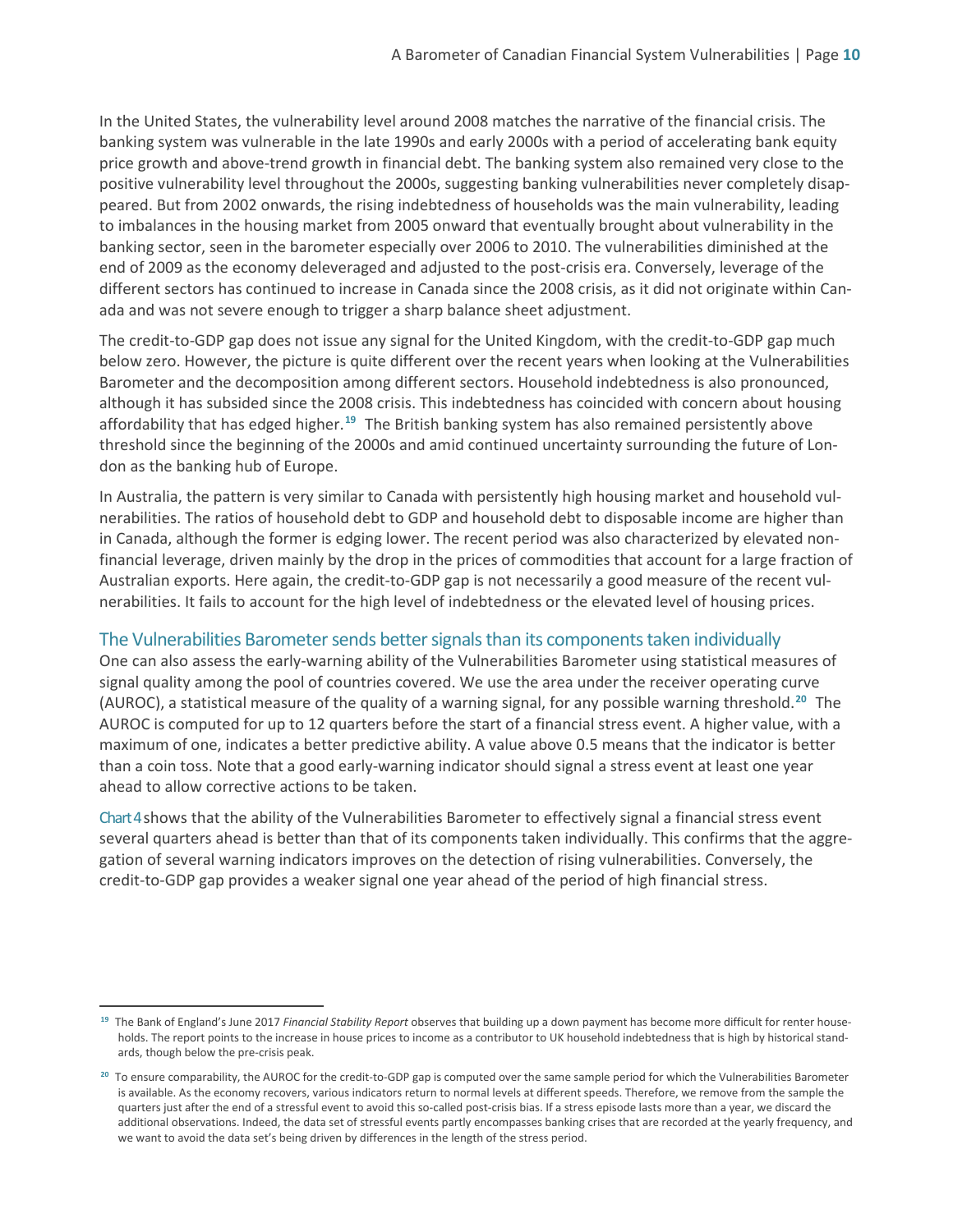In the United States, the vulnerability level around 2008 matches the narrative of the financial crisis. The banking system was vulnerable in the late 1990s and early 2000s with a period of accelerating bank equity price growth and above-trend growth in financial debt. The banking system also remained very close to the positive vulnerability level throughout the 2000s, suggesting banking vulnerabilities never completely disappeared. But from 2002 onwards, the rising indebtedness of households was the main vulnerability, leading to imbalances in the housing market from 2005 onward that eventually brought about vulnerability in the banking sector, seen in the barometer especially over 2006 to 2010. The vulnerabilities diminished at the end of 2009 as the economy deleveraged and adjusted to the post-crisis era. Conversely, leverage of the different sectors has continued to increase in Canada since the 2008 crisis, as it did not originate within Canada and was not severe enough to trigger a sharp balance sheet adjustment.

The credit-to-GDP gap does not issue any signal for the United Kingdom, with the credit-to-GDP gap much below zero. However, the picture is quite different over the recent years when looking at the Vulnerabilities Barometer and the decomposition among different sectors. Household indebtedness is also pronounced, although it has subsided since the 2008 crisis. This indebtedness has coincided with concern about housing affordability that has edged higher.[19] The British banking system has also remained persistently above threshold since the beginning of the 2000s and amid continued uncertainty surrounding the future of London as the banking hub of Europe.

In Australia, the pattern is very similar to Canada with persistently high housing market and household vulnerabilities. The ratios of household debt to GDP and household debt to disposable income are higher than in Canada, although the former is edging lower. The recent period was also characterized by elevated non-financial leverage, driven mainly by the drop in the prices of commodities that account for a large fraction of Australian exports. Here again, the credit-to-GDP gap is not necessarily a good measure of the recent vulnerabilities. It fails to account for the high level of indebtedness or the elevated level of housing prices.

## The Vulnerabilities Barometer sends better signals than its components taken individually

One can also assess the early-warning ability of the Vulnerabilities Barometer using statistical measures of signal quality among the pool of countries covered. We use the area under the receiver operating curve (AUROC), a statistical measure of the quality of a warning signal, for any possible warning threshold.[20] The AUROC is computed for up to 12 quarters before the start of a financial stress event. A higher value, with a maximum of one, indicates a better predictive ability. A value above 0.5 means that the indicator is better than a coin toss. Note that a good early-warning indicator should signal a stress event at least one year ahead to allow corrective actions to be taken.

Chart 4 shows that the ability of the Vulnerabilities Barometer to effectively signal a financial stress event several quarters ahead is better than that of its components taken individually. This confirms that the aggregation of several warning indicators improves on the detection of rising vulnerabilities. Conversely, the credit-to-GDP gap provides a weaker signal one year ahead of the period of high financial stress.

---

[19] The Bank of England's June 2017 *Financial Stability Report* observes that building up a down payment has become more difficult for renter households. The report points to the increase in house prices to income as a contributor to UK household indebtedness that is high by historical standards, though below the pre-crisis peak.

[20] To ensure comparability, the AUROC for the credit-to-GDP gap is computed over the same sample period for which the Vulnerabilities Barometer is available. As the economy recovers, various indicators return to normal levels at different speeds. Therefore, we remove from the sample the quarters just after the end of a stressful event to avoid this so-called post-crisis bias. If a stress episode lasts more than a year, we discard the additional observations. Indeed, the data set of stressful events partly encompasses banking crises that are recorded at the yearly frequency, and we want to avoid the data set's being driven by differences in the length of the stress period.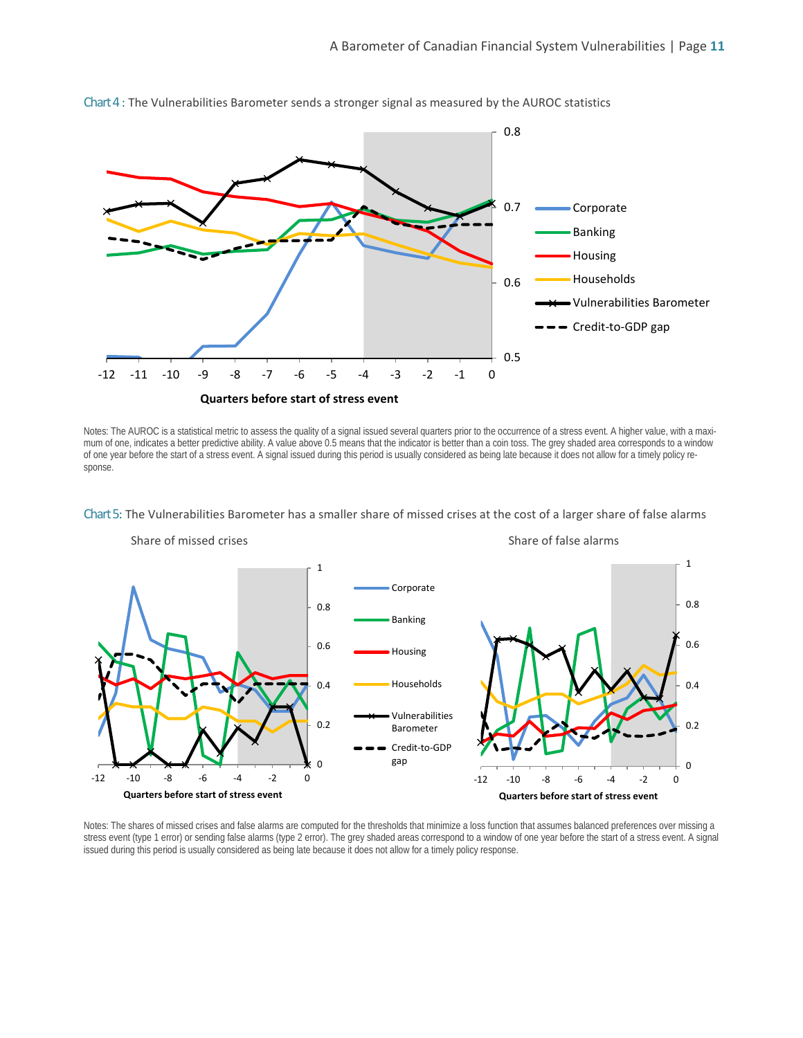Chart 4 : The Vulnerabilities Barometer sends a stronger signal as measured by the AUROC statistics

Notes: The AUROC is a statistical metric to assess the quality of a signal issued several quarters prior to the occurrence of a stress event. A higher value, with a maximum of one, indicates a better predictive ability. A value above 0.5 means that the indicator is better than a coin toss. The grey shaded area corresponds to a window of one year before the start of a stress event. A signal issued during this period is usually considered as being late because it does not allow for a timely policy response.

Chart 5: The Vulnerabilities Barometer has a smaller share of missed crises at the cost of a larger share of false alarms

Notes: The shares of missed crises and false alarms are computed for the thresholds that minimize a loss function that assumes balanced preferences over missing a stress event (type 1 error) or sending false alarms (type 2 error). The grey shaded areas correspond to a window of one year before the start of a stress event. A signal issued during this period is usually considered as being late because it does not allow for a timely policy response.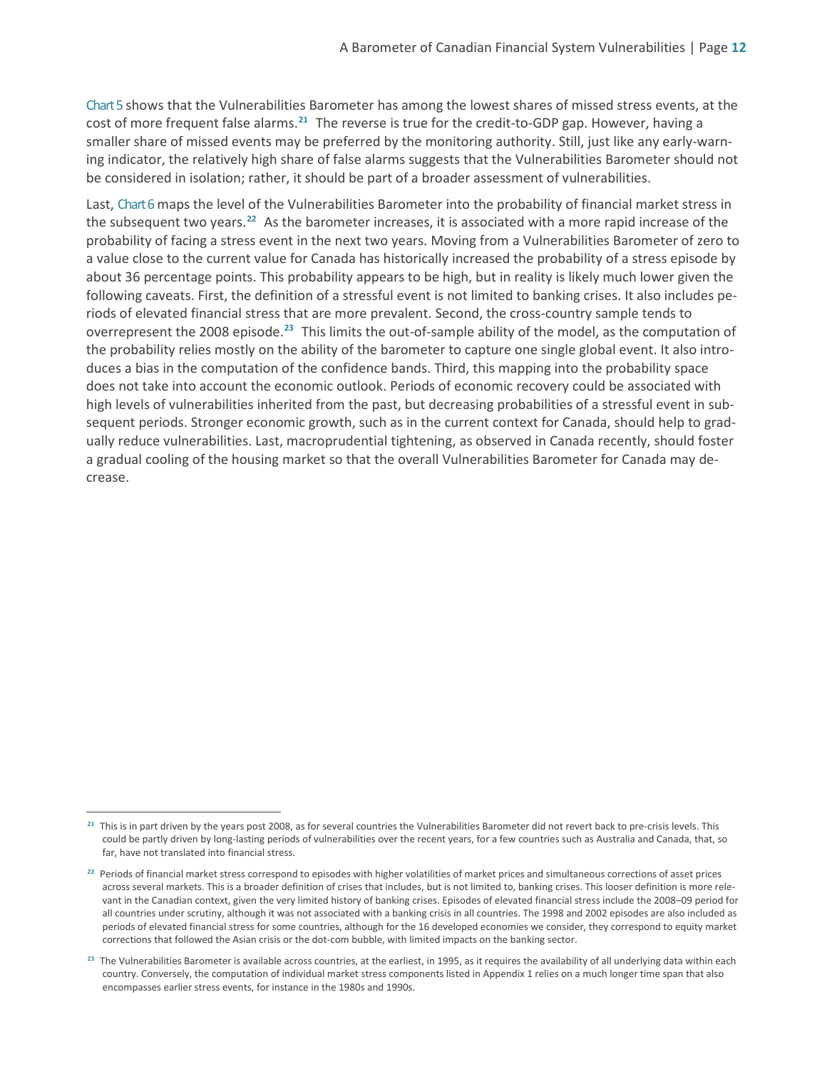Chart 5 shows that the Vulnerabilities Barometer has among the lowest shares of missed stress events, at the cost of more frequent false alarms.[21] The reverse is true for the credit-to-GDP gap. However, having a smaller share of missed events may be preferred by the monitoring authority. Still, just like any early-warning indicator, the relatively high share of false alarms suggests that the Vulnerabilities Barometer should not be considered in isolation; rather, it should be part of a broader assessment of vulnerabilities.

Last, Chart 6 maps the level of the Vulnerabilities Barometer into the probability of financial market stress in the subsequent two years.[22] As the barometer increases, it is associated with a more rapid increase of the probability of facing a stress event in the next two years. Moving from a Vulnerabilities Barometer of zero to a value close to the current value for Canada has historically increased the probability of a stress episode by about 36 percentage points. This probability appears to be high, but in reality is likely much lower given the following caveats. First, the definition of a stressful event is not limited to banking crises. It also includes periods of elevated financial stress that are more prevalent. Second, the cross-country sample tends to overrepresent the 2008 episode.[23] This limits the out-of-sample ability of the model, as the computation of the probability relies mostly on the ability of the barometer to capture one single global event. It also introduces a bias in the computation of the confidence bands. Third, this mapping into the probability space does not take into account the economic outlook. Periods of economic recovery could be associated with high levels of vulnerabilities inherited from the past, but decreasing probabilities of a stressful event in subsequent periods. Stronger economic growth, such as in the current context for Canada, should help to gradually reduce vulnerabilities. Last, macroprudential tightening, as observed in Canada recently, should foster a gradual cooling of the housing market so that the overall Vulnerabilities Barometer for Canada may decrease.

---

[21] This is in part driven by the years post 2008, as for several countries the Vulnerabilities Barometer did not revert back to pre-crisis levels. This could be partly driven by long-lasting periods of vulnerabilities over the recent years, for a few countries such as Australia and Canada, that, so far, have not translated into financial stress.

[22] Periods of financial market stress correspond to episodes with higher volatilities of market prices and simultaneous corrections of asset prices across several markets. This is a broader definition of crises that includes, but is not limited to, banking crises. This looser definition is more relevant in the Canadian context, given the very limited history of banking crises. Episodes of elevated financial stress include the 2008–09 period for all countries under scrutiny, although it was not associated with a banking crisis in all countries. The 1998 and 2002 episodes are also included as periods of elevated financial stress for some countries, although for the 16 developed economies we consider, they correspond to equity market corrections that followed the Asian crisis or the dot-com bubble, with limited impacts on the banking sector.

[23] The Vulnerabilities Barometer is available across countries, at the earliest, in 1995, as it requires the availability of all underlying data within each country. Conversely, the computation of individual market stress components listed in Appendix 1 relies on a much longer time span that also encompasses earlier stress events, for instance in the 1980s and 1990s.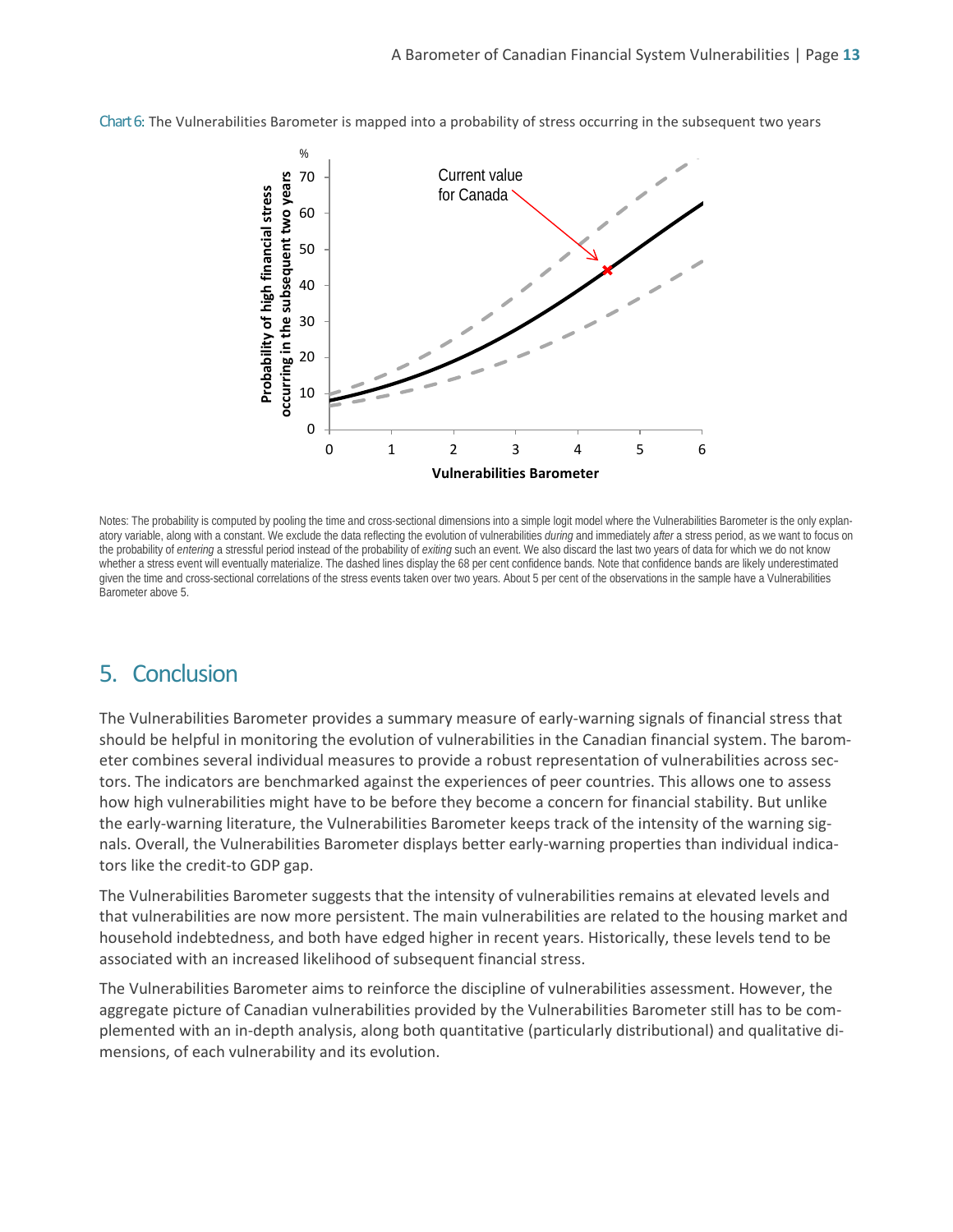Chart 6: The Vulnerabilities Barometer is mapped into a probability of stress occurring in the subsequent two years

Notes: The probability is computed by pooling the time and cross-sectional dimensions into a simple logit model where the Vulnerabilities Barometer is the only explanatory variable, along with a constant. We exclude the data reflecting the evolution of vulnerabilities *during* and immediately *after* a stress period, as we want to focus on the probability of *entering* a stressful period instead of the probability of *exiting* such an event. We also discard the last two years of data for which we do not know whether a stress event will eventually materialize. The dashed lines display the 68 per cent confidence bands. Note that confidence bands are likely underestimated given the time and cross-sectional correlations of the stress events taken over two years. About 5 per cent of the observations in the sample have a Vulnerabilities Barometer above 5.

## 5. Conclusion

The Vulnerabilities Barometer provides a summary measure of early-warning signals of financial stress that should be helpful in monitoring the evolution of vulnerabilities in the Canadian financial system. The barometer combines several individual measures to provide a robust representation of vulnerabilities across sectors. The indicators are benchmarked against the experiences of peer countries. This allows one to assess how high vulnerabilities might have to be before they become a concern for financial stability. But unlike the early-warning literature, the Vulnerabilities Barometer keeps track of the intensity of the warning signals. Overall, the Vulnerabilities Barometer displays better early-warning properties than individual indicators like the credit-to GDP gap.

The Vulnerabilities Barometer suggests that the intensity of vulnerabilities remains at elevated levels and that vulnerabilities are now more persistent. The main vulnerabilities are related to the housing market and household indebtedness, and both have edged higher in recent years. Historically, these levels tend to be associated with an increased likelihood of subsequent financial stress.

The Vulnerabilities Barometer aims to reinforce the discipline of vulnerabilities assessment. However, the aggregate picture of Canadian vulnerabilities provided by the Vulnerabilities Barometer still has to be complemented with an in-depth analysis, along both quantitative (particularly distributional) and qualitative dimensions, of each vulnerability and its evolution.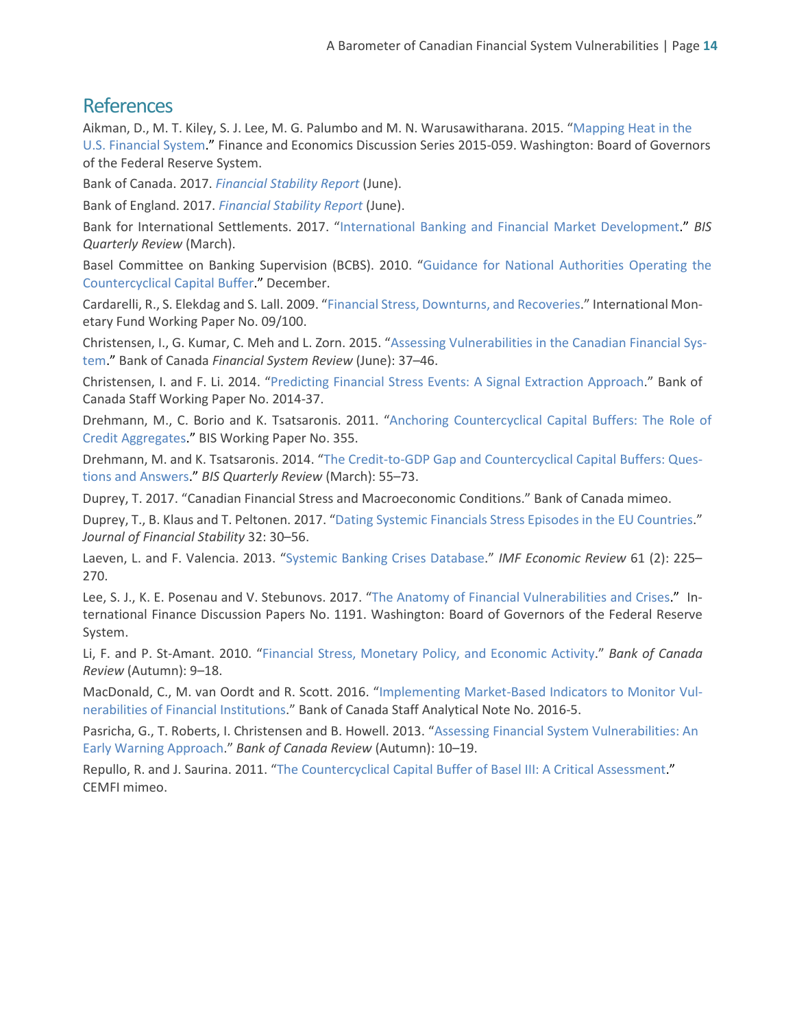## References

Aikman, D., M. T. Kiley, S. J. Lee, M. G. Palumbo and M. N. Warusawitharana. 2015. "Mapping Heat in the U.S. Financial System." Finance and Economics Discussion Series 2015-059. Washington: Board of Governors of the Federal Reserve System.

Bank of Canada. 2017. *Financial Stability Report* (June).

Bank of England. 2017. *Financial Stability Report* (June).

Bank for International Settlements. 2017. "International Banking and Financial Market Development." *BIS Quarterly Review* (March).

Basel Committee on Banking Supervision (BCBS). 2010. "Guidance for National Authorities Operating the Countercyclical Capital Buffer." December.

Cardarelli, R., S. Elekdag and S. Lall. 2009. "Financial Stress, Downturns, and Recoveries." International Monetary Fund Working Paper No. 09/100.

Christensen, I., G. Kumar, C. Meh and L. Zorn. 2015. "Assessing Vulnerabilities in the Canadian Financial System." Bank of Canada *Financial System Review* (June): 37–46.

Christensen, I. and F. Li. 2014. "Predicting Financial Stress Events: A Signal Extraction Approach." Bank of Canada Staff Working Paper No. 2014-37.

Drehmann, M., C. Borio and K. Tsatsaronis. 2011. "Anchoring Countercyclical Capital Buffers: The Role of Credit Aggregates." BIS Working Paper No. 355.

Drehmann, M. and K. Tsatsaronis. 2014. "The Credit-to-GDP Gap and Countercyclical Capital Buffers: Questions and Answers." *BIS Quarterly Review* (March): 55–73.

Duprey, T. 2017. "Canadian Financial Stress and Macroeconomic Conditions." Bank of Canada mimeo.

Duprey, T., B. Klaus and T. Peltonen. 2017. "Dating Systemic Financials Stress Episodes in the EU Countries." *Journal of Financial Stability* 32: 30–56.

Laeven, L. and F. Valencia. 2013. "Systemic Banking Crises Database." *IMF Economic Review* 61 (2): 225–270.

Lee, S. J., K. E. Posenau and V. Stebunovs. 2017. "The Anatomy of Financial Vulnerabilities and Crises." International Finance Discussion Papers No. 1191. Washington: Board of Governors of the Federal Reserve System.

Li, F. and P. St-Amant. 2010. "Financial Stress, Monetary Policy, and Economic Activity." *Bank of Canada Review* (Autumn): 9–18.

MacDonald, C., M. van Oordt and R. Scott. 2016. "Implementing Market-Based Indicators to Monitor Vulnerabilities of Financial Institutions." Bank of Canada Staff Analytical Note No. 2016-5.

Pasricha, G., T. Roberts, I. Christensen and B. Howell. 2013. "Assessing Financial System Vulnerabilities: An Early Warning Approach." *Bank of Canada Review* (Autumn): 10–19.

Repullo, R. and J. Saurina. 2011. "The Countercyclical Capital Buffer of Basel III: A Critical Assessment." CEMFI mimeo.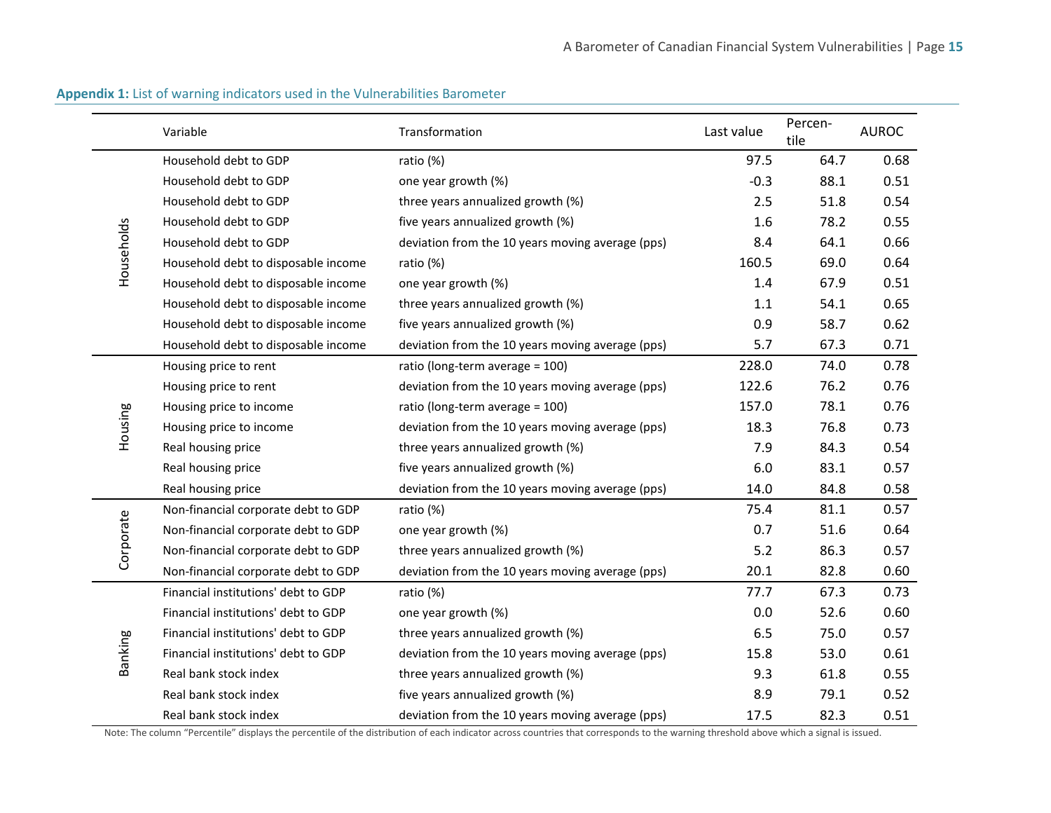**Appendix 1:** List of warning indicators used in the Vulnerabilities Barometer

| | Variable | Transformation | Last value | Percen-tile | AUROC |
|---|---|---|---|---|---|
| Households | Household debt to GDP | ratio (%) | 97.5 | 64.7 | 0.68 |
| | Household debt to GDP | one year growth (%) | -0.3 | 88.1 | 0.51 |
| | Household debt to GDP | three years annualized growth (%) | 2.5 | 51.8 | 0.54 |
| | Household debt to GDP | five years annualized growth (%) | 1.6 | 78.2 | 0.55 |
| | Household debt to GDP | deviation from the 10 years moving average (pps) | 8.4 | 64.1 | 0.66 |
| | Household debt to disposable income | ratio (%) | 160.5 | 69.0 | 0.64 |
| | Household debt to disposable income | one year growth (%) | 1.4 | 67.9 | 0.51 |
| | Household debt to disposable income | three years annualized growth (%) | 1.1 | 54.1 | 0.65 |
| | Household debt to disposable income | five years annualized growth (%) | 0.9 | 58.7 | 0.62 |
| | Household debt to disposable income | deviation from the 10 years moving average (pps) | 5.7 | 67.3 | 0.71 |
| Housing | Housing price to rent | ratio (long-term average = 100) | 228.0 | 74.0 | 0.78 |
| | Housing price to rent | deviation from the 10 years moving average (pps) | 122.6 | 76.2 | 0.76 |
| | Housing price to income | ratio (long-term average = 100) | 157.0 | 78.1 | 0.76 |
| | Housing price to income | deviation from the 10 years moving average (pps) | 18.3 | 76.8 | 0.73 |
| | Real housing price | three years annualized growth (%) | 7.9 | 84.3 | 0.54 |
| | Real housing price | five years annualized growth (%) | 6.0 | 83.1 | 0.57 |
| | Real housing price | deviation from the 10 years moving average (pps) | 14.0 | 84.8 | 0.58 |
| Corporate | Non-financial corporate debt to GDP | ratio (%) | 75.4 | 81.1 | 0.57 |
| | Non-financial corporate debt to GDP | one year growth (%) | 0.7 | 51.6 | 0.64 |
| | Non-financial corporate debt to GDP | three years annualized growth (%) | 5.2 | 86.3 | 0.57 |
| | Non-financial corporate debt to GDP | deviation from the 10 years moving average (pps) | 20.1 | 82.8 | 0.60 |
| Banking | Financial institutions' debt to GDP | ratio (%) | 77.7 | 67.3 | 0.73 |
| | Financial institutions' debt to GDP | one year growth (%) | 0.0 | 52.6 | 0.60 |
| | Financial institutions' debt to GDP | three years annualized growth (%) | 6.5 | 75.0 | 0.57 |
| | Financial institutions' debt to GDP | deviation from the 10 years moving average (pps) | 15.8 | 53.0 | 0.61 |
| | Real bank stock index | three years annualized growth (%) | 9.3 | 61.8 | 0.55 |
| | Real bank stock index | five years annualized growth (%) | 8.9 | 79.1 | 0.52 |
| | Real bank stock index | deviation from the 10 years moving average (pps) | 17.5 | 82.3 | 0.51 |

Note: The column "Percentile" displays the percentile of the distribution of each indicator across countries that corresponds to the warning threshold above which a signal is issued.